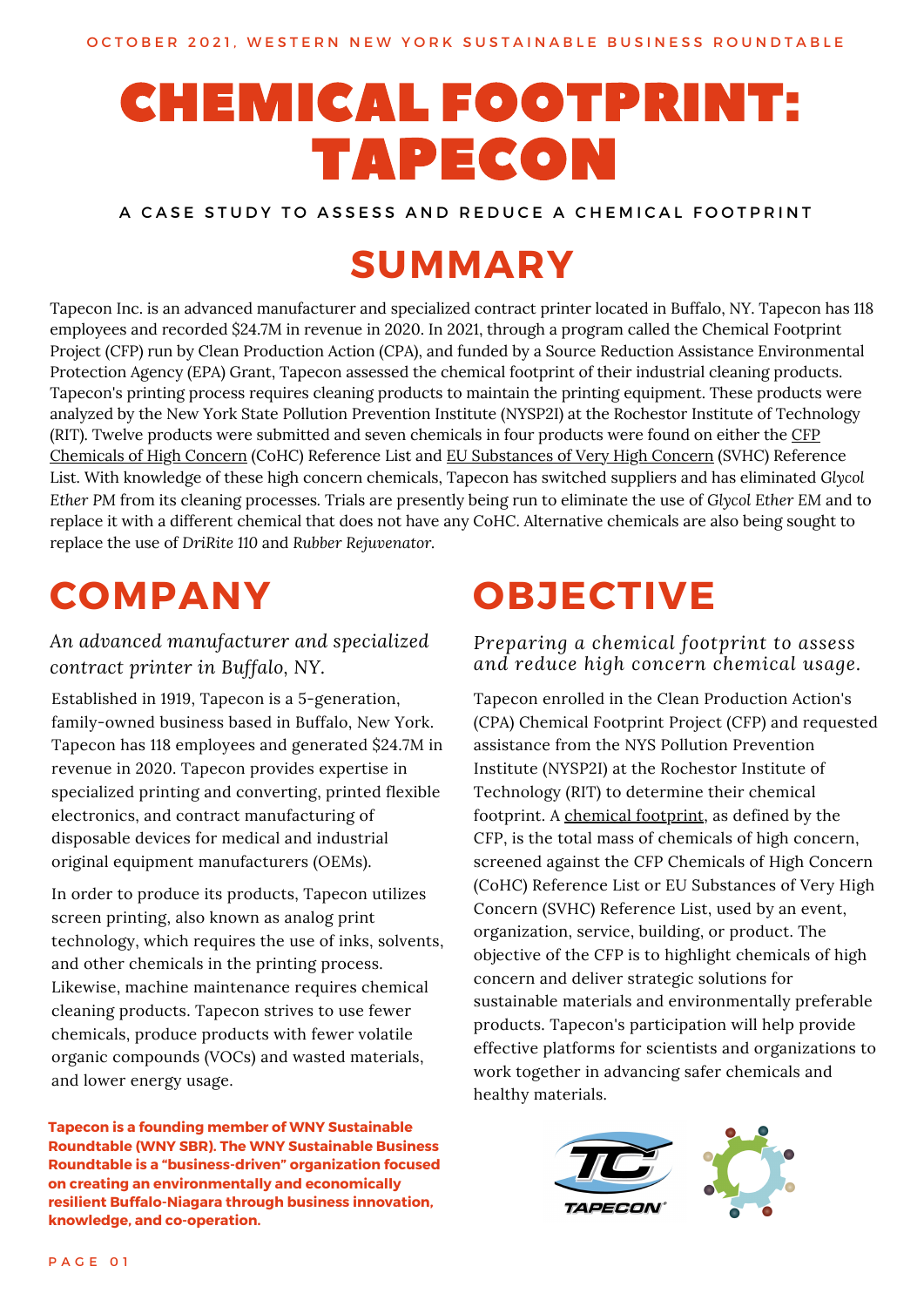OCTOBER 2021, WESTERN NEW YORK SUSTAINABLE BUSINESS ROUNDTABLE

# CHEMICAL FOOTPRINT: TAPECON

A CASE STUDY TO ASSESS AND REDUCE A CHEMICAL FOOTPRINT

## SUMMARY

Tapecon Inc. is an advanced manufacturer and specialized contract printer located in Buffalo, NY. Tapecon has 118 employees and recorded $24.7M in revenue in 2020. In 2021, through a program called the Chemical Footprint Project (CFP) run by Clean Production Action (CPA), and funded by a Source Reduction Assistance Environmental Protection Agency (EPA) Grant, Tapecon assessed the chemical footprint of their industrial cleaning products. Tapecon's printing process requires cleaning products to maintain the printing equipment. These products were analyzed by the New York State Pollution Prevention Institute (NYSP2I) at the Rochestor Institute of Technology (RIT). Twelve products were submitted and seven chemicals in four products were found on either the CFP Chemicals of High Concern (CoHC) Reference List and EU Substances of Very High Concern (SVHC) Reference List. With knowledge of these high concern chemicals, Tapecon has switched suppliers and has eliminated *Glycol Ether PM* from its cleaning processes. Trials are presently being run to eliminate the use of *Glycol Ether EM* and to replace it with a different chemical that does not have any CoHC. Alternative chemicals are also being sought to replace the use of *DriRite* 110 and *Rubber Rejuvenator.*

## COMPANY

*An advanced manufacturer and specialized contract printer in Buffalo, NY.*

Established in 1919, Tapecon is a 5-generation, family-owned business based in Buffalo, New York. Tapecon has 118 employees and generated $24.7M in revenue in 2020. Tapecon provides expertise in specialized printing and converting, printed flexible electronics, and contract manufacturing of disposable devices for medical and industrial original equipment manufacturers (OEMs).

In order to produce its products, Tapecon utilizes screen printing, also known as analog print technology, which requires the use of inks, solvents, and other chemicals in the printing process. Likewise, machine maintenance requires chemical cleaning products. Tapecon strives to use fewer chemicals, produce products with fewer volatile organic compounds (VOCs) and wasted materials, and lower energy usage.

**Tapecon is a founding member of WNY Sustainable Roundtable (WNY SBR). The WNY Sustainable Business Roundtable is a "business-driven" organization focused on creating an environmentally and economically resilient Buffalo-Niagara region through business innovation, knowledge, and co-operation.**

## OBJECTIVE

*Preparing a chemical footprint to assess and reduce high concern chemical usage.*

Tapecon enrolled in the Clean Production Action's (CPA) Chemical Footprint Project (CFP) and requested assistance from the NYS Pollution Prevention Institute (NYSP2I) at the Rochestor Institute of Technology (RIT) to determine their chemical footprint. A chemical footprint, as defined by the CFP, is the total mass of chemicals of high concern, screened against the CFP Chemicals of High Concern (CoHC) Reference List or EU Substances of Very High Concern (SVHC) Reference List, used by an event, organization, service, building, or product. The objective of the CFP is to highlight chemicals of high concern and deliver strategic solutions for sustainable materials and environmentally preferable products. Tapecon's participation will help provide effective platforms for scientists and organizations to work together in advancing safer chemicals and healthy materials.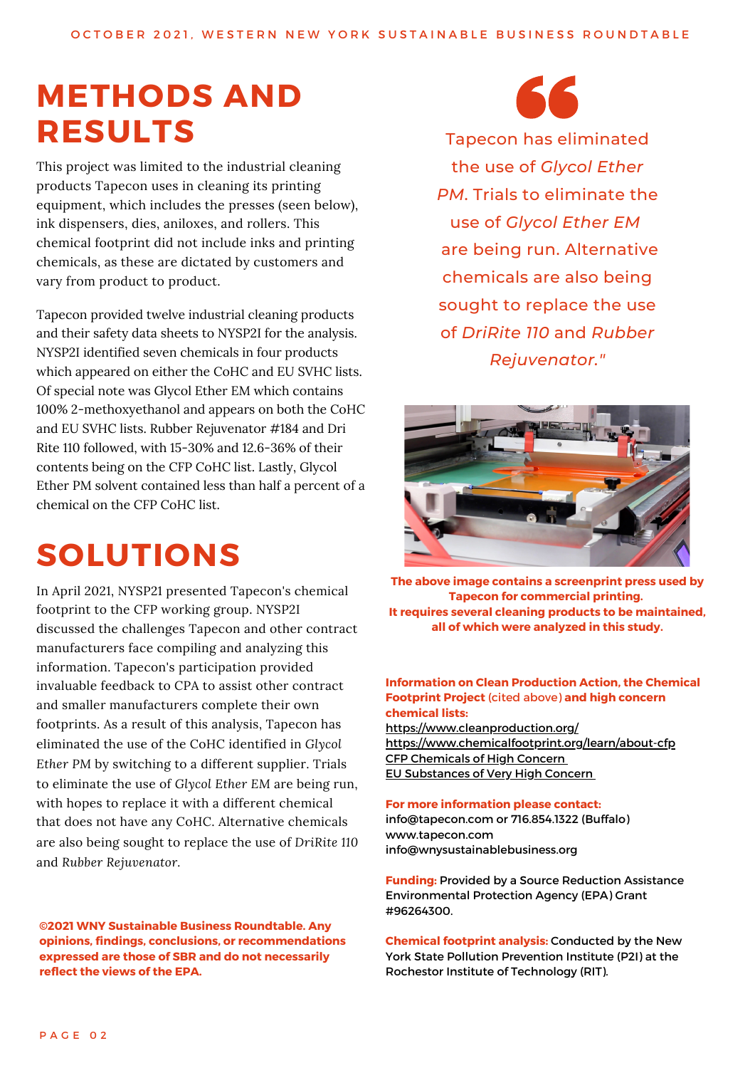# METHODS AND RESULTS

This project was limited to the industrial cleaning products Tapecon uses in cleaning its printing equipment, which includes the presses (seen below), ink dispensers, dies, aniloxes, and rollers. This chemical footprint did not include inks and printing chemicals, as these are dictated by customers and vary from product to product.

Tapecon provided twelve industrial cleaning products and their safety data sheets to NYSP2I for the analysis. NYSP2I identified seven chemicals in four products which appeared on either the CoHC and EU SVHC lists. Of special note was Glycol Ether EM which contains 100% 2-methoxyethanol and appears on both the CoHC and EU SVHC lists. Rubber Rejuvenator #184 and Dri Rite 110 followed, with 15-30% and 12.6-36% of their contents being on the CFP CoHC list. Lastly, Glycol Ether PM solvent contained less than half a percent of a chemical on the CFP CoHC list.

# SOLUTIONS

In April 2021, NYSP21 presented Tapecon's chemical footprint to the CFP working group. NYSP2I discussed the challenges Tapecon and other contract manufacturers face compiling and analyzing this information. Tapecon's participation provided invaluable feedback to CPA to assist other contract and smaller manufacturers complete their own footprints. As a result of this analysis, Tapecon has eliminated the use of the CoHC identified in *Glycol Ether PM* by switching to a different supplier. Trials to eliminate the use of *Glycol Ether EM* are being run, with hopes to replace it with a different chemical that does not have any CoHC. Alternative chemicals are also being sought to replace the use of *DriRite 110* and *Rubber Rejuvenator*.

**©2021 WNY Sustainable Business Roundtable. Any opinions, findings, conclusions, or recommendations expressed are those of SBR and do not necessarily reflect the views of the EPA.**

> Tapecon has eliminated the use of *Glycol Ether PM*. Trials to eliminate the use of *Glycol Ether EM* are being run. Alternative chemicals are also being sought to replace the use of *DriRite 110* and *Rubber Rejuvenator*."

**The above image contains a screenprint press used by Tapecon for commercial printing. It requires several cleaning products to be maintained, all of which were analyzed in this study.**

**Information on Clean Production Action, the Chemical Footprint Project** (cited above) **and high concern chemical lists:**
https://www.cleanproduction.org/
https://www.chemicalfootprint.org/learn/about-cfp
CFP Chemicals of High Concern
EU Substances of Very High Concern

**For more information please contact:**
info@tapecon.com or 716.854.1322 (Buffalo)
www.tapecon.com
info@wnysustainablebusiness.org

**Funding:** Provided by a Source Reduction Assistance Environmental Protection Agency (EPA) Grant #96264300.

**Chemical footprint analysis:** Conducted by the New York State Pollution Prevention Institute (P2I) at the Rochestor Institute of Technology (RIT).